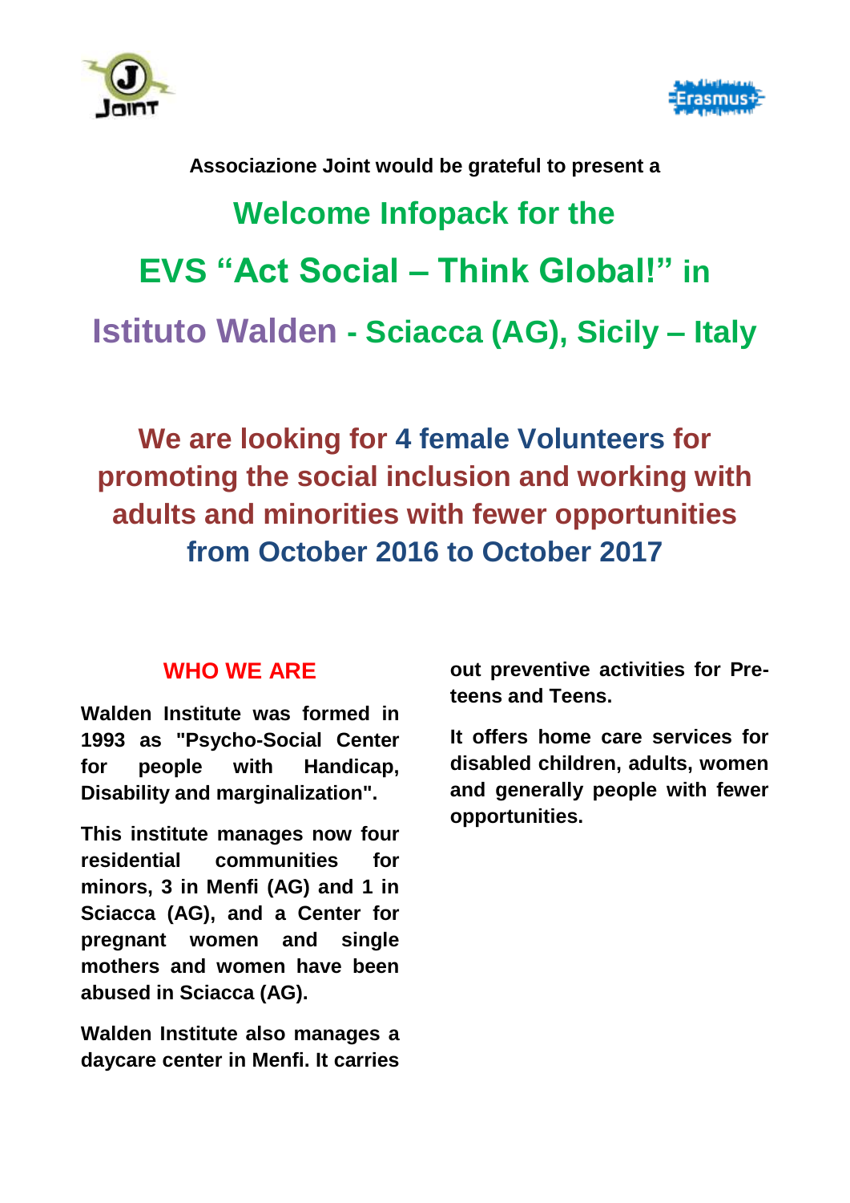**Associazione Joint would be grateful to present a**

# Welcome Infopack for the

# EVS “Act Social – Think Global!” in

# Istituto Walden - Sciacca (AG), Sicily – Italy

## We are looking for 4 female Volunteers for promoting the social inclusion and working with adults and minorities with fewer opportunities from October 2016 to October 2017

### WHO WE ARE

**Walden Institute was formed in 1993 as "Psycho-Social Center for people with Handicap, Disability and marginalization".**

**This institute manages now four residential communities for minors, 3 in Menfi (AG) and 1 in Sciacca (AG), and a Center for pregnant women and single mothers and women have been abused in Sciacca (AG).**

**Walden Institute also manages a daycare center in Menfi. It carries out preventive activities for Pre-teens and Teens.**

**It offers home care services for disabled children, adults, women and generally people with fewer opportunities.**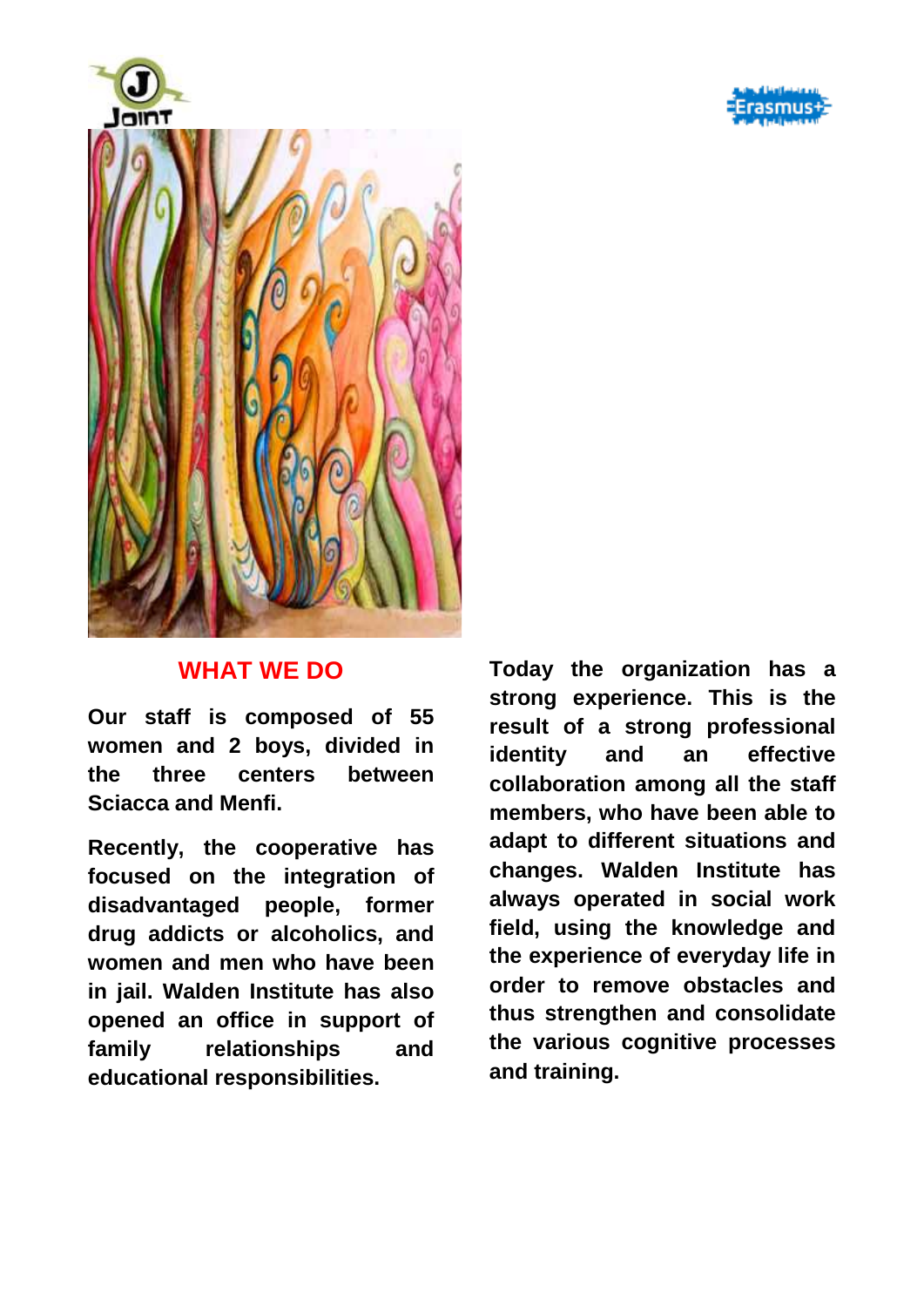## WHAT WE DO

**Our staff is composed of 55 women and 2 boys, divided in the three centers between Sciacca and Menfi.**

**Recently, the cooperative has focused on the integration of disadvantaged people, former drug addicts or alcoholics, and women and men who have been in jail. Walden Institute has also opened an office in support of family relationships and educational responsibilities.**

**Today the organization has a strong experience. This is the result of a strong professional identity and an effective collaboration among all the staff members, who have been able to adapt to different situations and changes. Walden Institute has always operated in social work field, using the knowledge and the experience of everyday life in order to remove obstacles and thus strengthen and consolidate the various cognitive processes and training.**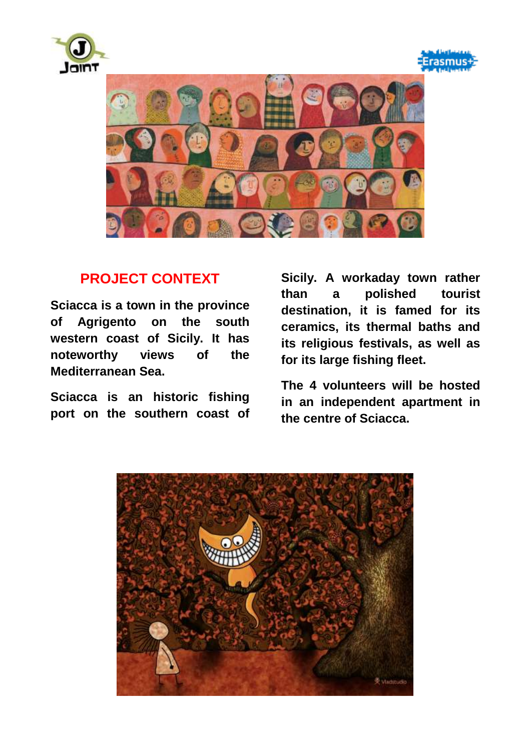## PROJECT CONTEXT

**Sciacca is a town in the province of Agrigento on the south western coast of Sicily. It has noteworthy views of the Mediterranean Sea.**

**Sciacca is an historic fishing port on the southern coast of Sicily. A workaday town rather than a polished tourist destination, it is famed for its ceramics, its thermal baths and its religious festivals, as well as for its large fishing fleet.**

**The 4 volunteers will be hosted in an independent apartment in the centre of Sciacca.**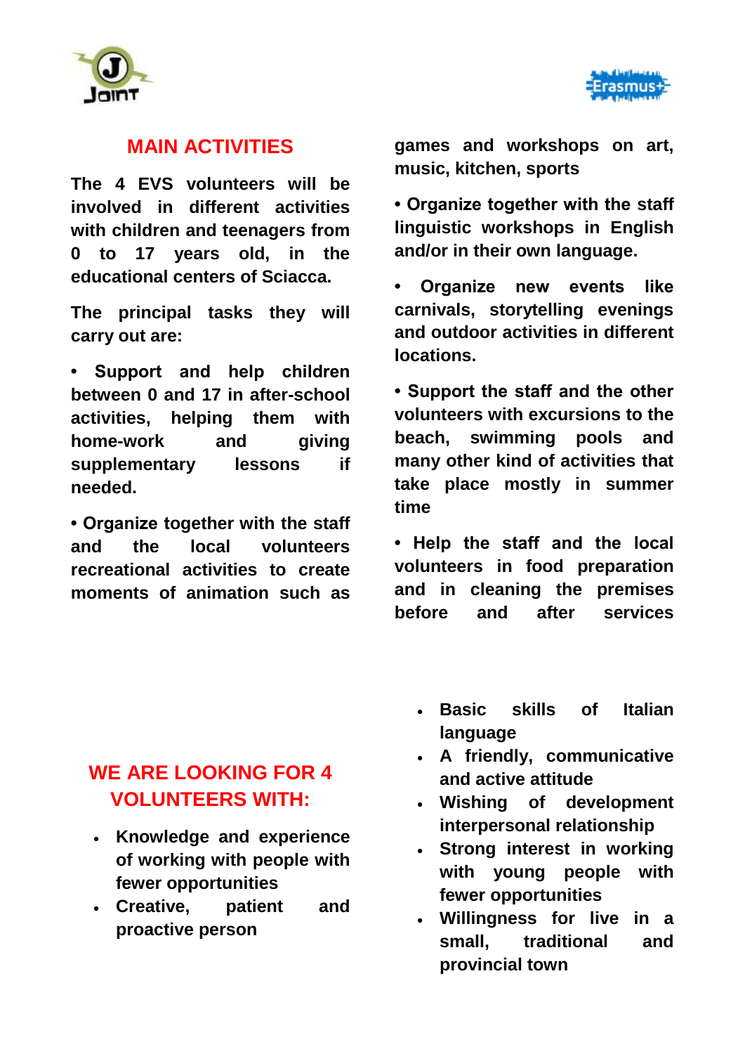## MAIN ACTIVITIES

**The 4 EVS volunteers will be involved in different activities with children and teenagers from 0 to 17 years old, in the educational centers of Sciacca.**

**The principal tasks they will carry out are:**

**• Support and help children between 0 and 17 in after-school activities, helping them with home-work and giving supplementary lessons if needed.**

**• Organize together with the staff and the local volunteers recreational activities to create moments of animation such as games and workshops on art, music, kitchen, sports**

**• Organize together with the staff linguistic workshops in English and/or in their own language.**

**• Organize new events like carnivals, storytelling evenings and outdoor activities in different locations.**

**• Support the staff and the other volunteers with excursions to the beach, swimming pools and many other kind of activities that take place mostly in summer time**

**• Help the staff and the local volunteers in food preparation and in cleaning the premises before and after services**

## WE ARE LOOKING FOR 4 VOLUNTEERS WITH:

- **Knowledge and experience of working with people with fewer opportunities**
- **Creative, patient and proactive person**
- **Basic skills of Italian language**
- **A friendly, communicative and active attitude**
- **Wishing of development interpersonal relationship**
- **Strong interest in working with young people with fewer opportunities**
- **Willingness for live in a small, traditional and provincial town**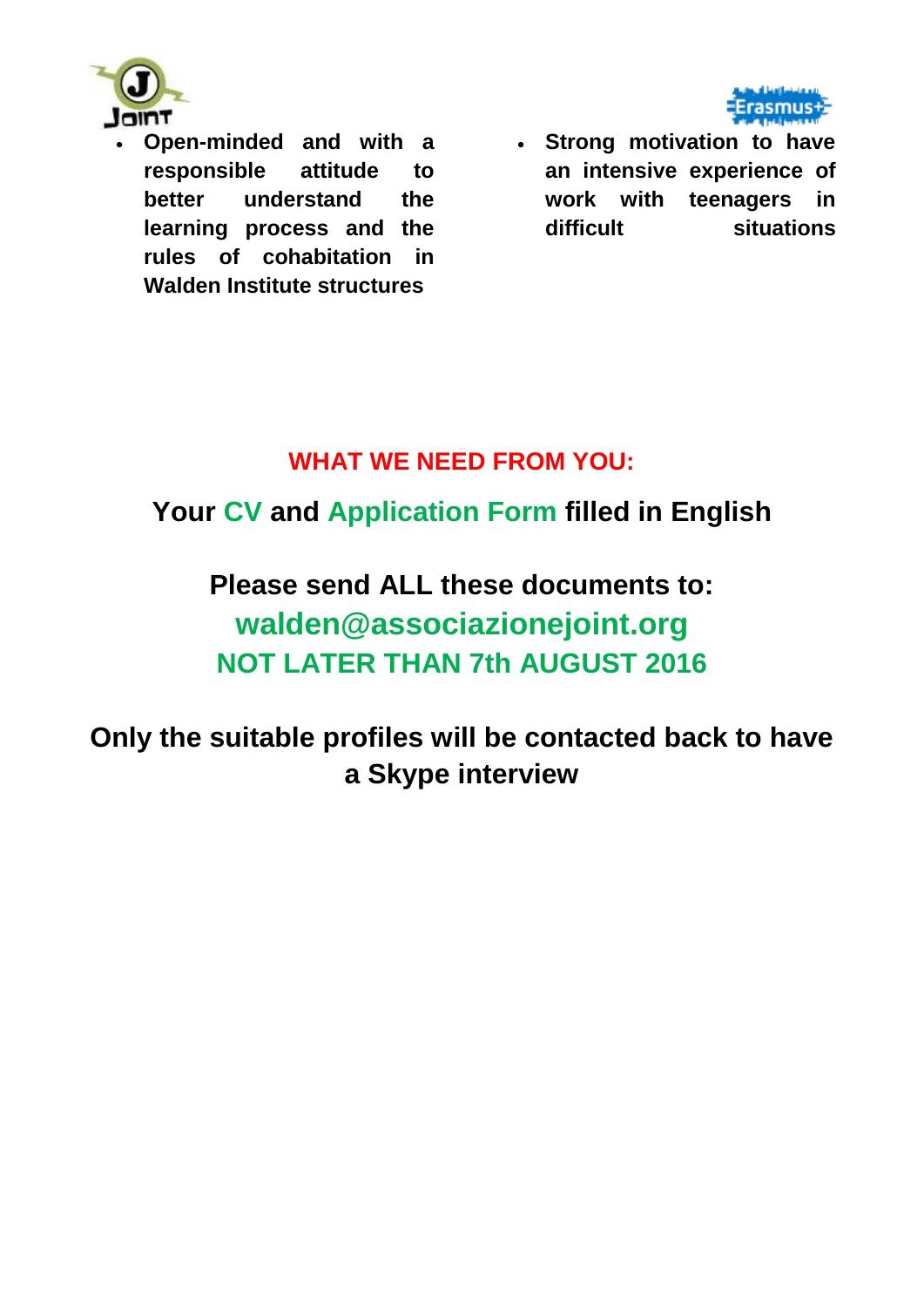- **Open-minded and with a responsible attitude to better understand the learning process and the rules of cohabitation in Walden Institute structures**

- **Strong motivation to have an intensive experience of work with teenagers in difficult situations**

## WHAT WE NEED FROM YOU:

**Your CV and Application Form filled in English**

**Please send ALL these documents to:**
**walden@associazionejoint.org**
**NOT LATER THAN 7th AUGUST 2016**

**Only the suitable profiles will be contacted back to have a Skype interview**